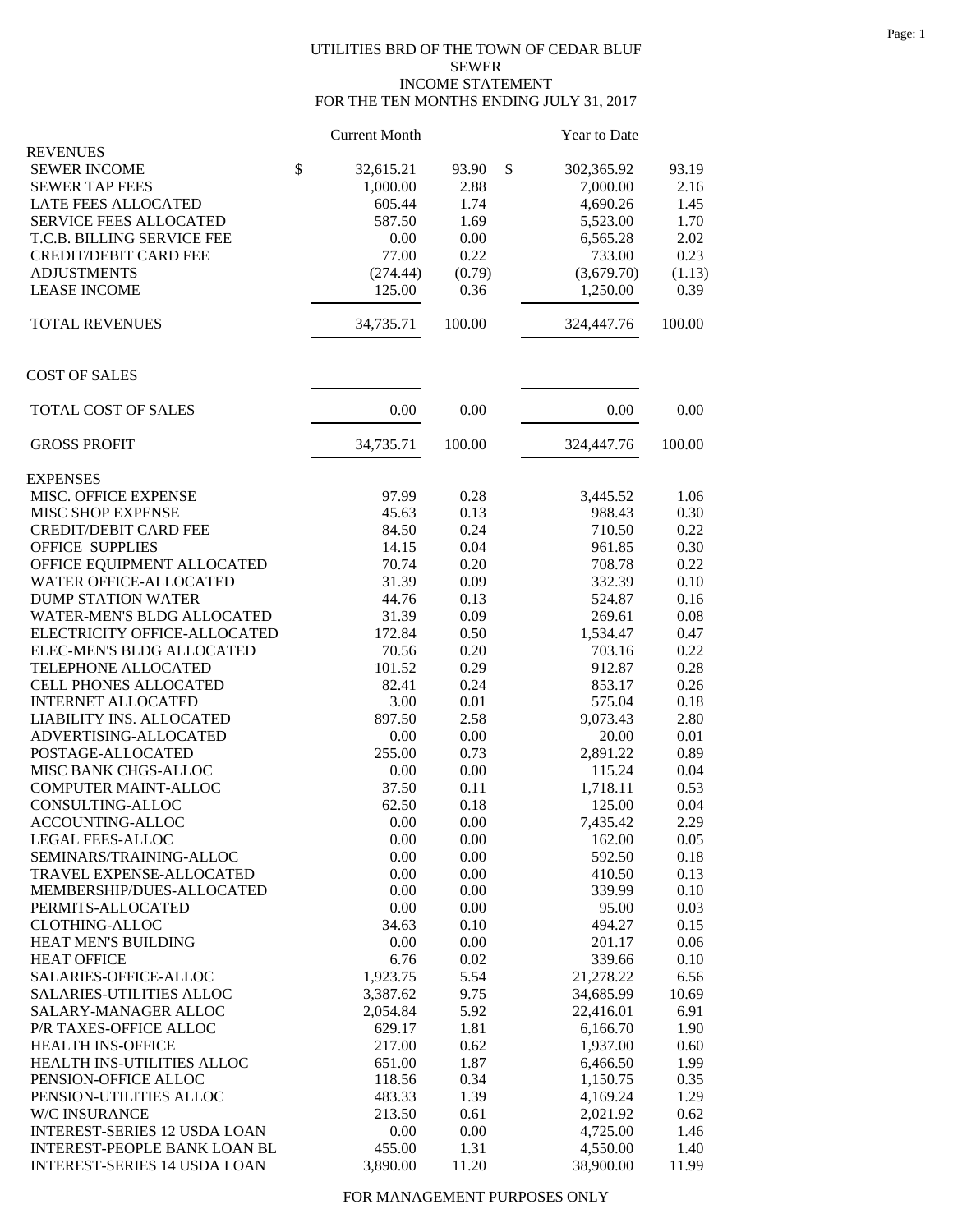UTILITIES BRD OF THE TOWN OF CEDAR BLUF
SEWER
INCOME STATEMENT
FOR THE TEN MONTHS ENDING JULY 31, 2017

| | Current Month | | Year to Date | |
|---|---|---|---|---|
| **REVENUES** | | | | |
| SEWER INCOME | $ 32,615.21 | 93.90 | $ 302,365.92 | 93.19 |
| SEWER TAP FEES | 1,000.00 | 2.88 | 7,000.00 | 2.16 |
| LATE FEES ALLOCATED | 605.44 | 1.74 | 4,690.26 | 1.45 |
| SERVICE FEES ALLOCATED | 587.50 | 1.69 | 5,523.00 | 1.70 |
| T.C.B. BILLING SERVICE FEE | 0.00 | 0.00 | 6,565.28 | 2.02 |
| CREDIT/DEBIT CARD FEE | 77.00 | 0.22 | 733.00 | 0.23 |
| ADJUSTMENTS | (274.44) | (0.79) | (3,679.70) | (1.13) |
| LEASE INCOME | 125.00 | 0.36 | 1,250.00 | 0.39 |
| TOTAL REVENUES | 34,735.71 | 100.00 | 324,447.76 | 100.00 |
| **COST OF SALES** | | | | |
| TOTAL COST OF SALES | 0.00 | 0.00 | 0.00 | 0.00 |
| GROSS PROFIT | 34,735.71 | 100.00 | 324,447.76 | 100.00 |
| **EXPENSES** | | | | |
| MISC. OFFICE EXPENSE | 97.99 | 0.28 | 3,445.52 | 1.06 |
| MISC SHOP EXPENSE | 45.63 | 0.13 | 988.43 | 0.30 |
| CREDIT/DEBIT CARD FEE | 84.50 | 0.24 | 710.50 | 0.22 |
| OFFICE SUPPLIES | 14.15 | 0.04 | 961.85 | 0.30 |
| OFFICE EQUIPMENT ALLOCATED | 70.74 | 0.20 | 708.78 | 0.22 |
| WATER OFFICE-ALLOCATED | 31.39 | 0.09 | 332.39 | 0.10 |
| DUMP STATION WATER | 44.76 | 0.13 | 524.87 | 0.16 |
| WATER-MEN'S BLDG ALLOCATED | 31.39 | 0.09 | 269.61 | 0.08 |
| ELECTRICITY OFFICE-ALLOCATED | 172.84 | 0.50 | 1,534.47 | 0.47 |
| ELEC-MEN'S BLDG ALLOCATED | 70.56 | 0.20 | 703.16 | 0.22 |
| TELEPHONE ALLOCATED | 101.52 | 0.29 | 912.87 | 0.28 |
| CELL PHONES ALLOCATED | 82.41 | 0.24 | 853.17 | 0.26 |
| INTERNET ALLOCATED | 3.00 | 0.01 | 575.04 | 0.18 |
| LIABILITY INS. ALLOCATED | 897.50 | 2.58 | 9,073.43 | 2.80 |
| ADVERTISING-ALLOCATED | 0.00 | 0.00 | 20.00 | 0.01 |
| POSTAGE-ALLOCATED | 255.00 | 0.73 | 2,891.22 | 0.89 |
| MISC BANK CHGS-ALLOC | 0.00 | 0.00 | 115.24 | 0.04 |
| COMPUTER MAINT-ALLOC | 37.50 | 0.11 | 1,718.11 | 0.53 |
| CONSULTING-ALLOC | 62.50 | 0.18 | 125.00 | 0.04 |
| ACCOUNTING-ALLOC | 0.00 | 0.00 | 7,435.42 | 2.29 |
| LEGAL FEES-ALLOC | 0.00 | 0.00 | 162.00 | 0.05 |
| SEMINARS/TRAINING-ALLOC | 0.00 | 0.00 | 592.50 | 0.18 |
| TRAVEL EXPENSE-ALLOCATED | 0.00 | 0.00 | 410.50 | 0.13 |
| MEMBERSHIP/DUES-ALLOCATED | 0.00 | 0.00 | 339.99 | 0.10 |
| PERMITS-ALLOCATED | 0.00 | 0.00 | 95.00 | 0.03 |
| CLOTHING-ALLOC | 34.63 | 0.10 | 494.27 | 0.15 |
| HEAT MEN'S BUILDING | 0.00 | 0.00 | 201.17 | 0.06 |
| HEAT OFFICE | 6.76 | 0.02 | 339.66 | 0.10 |
| SALARIES-OFFICE-ALLOC | 1,923.75 | 5.54 | 21,278.22 | 6.56 |
| SALARIES-UTILITIES ALLOC | 3,387.62 | 9.75 | 34,685.99 | 10.69 |
| SALARY-MANAGER ALLOC | 2,054.84 | 5.92 | 22,416.01 | 6.91 |
| P/R TAXES-OFFICE ALLOC | 629.17 | 1.81 | 6,166.70 | 1.90 |
| HEALTH INS-OFFICE | 217.00 | 0.62 | 1,937.00 | 0.60 |
| HEALTH INS-UTILITIES ALLOC | 651.00 | 1.87 | 6,466.50 | 1.99 |
| PENSION-OFFICE ALLOC | 118.56 | 0.34 | 1,150.75 | 0.35 |
| PENSION-UTILITIES ALLOC | 483.33 | 1.39 | 4,169.24 | 1.29 |
| W/C INSURANCE | 213.50 | 0.61 | 2,021.92 | 0.62 |
| INTEREST-SERIES 12 USDA LOAN | 0.00 | 0.00 | 4,725.00 | 1.46 |
| INTEREST-PEOPLE BANK LOAN BL | 455.00 | 1.31 | 4,550.00 | 1.40 |
| INTEREST-SERIES 14 USDA LOAN | 3,890.00 | 11.20 | 38,900.00 | 11.99 |

FOR MANAGEMENT PURPOSES ONLY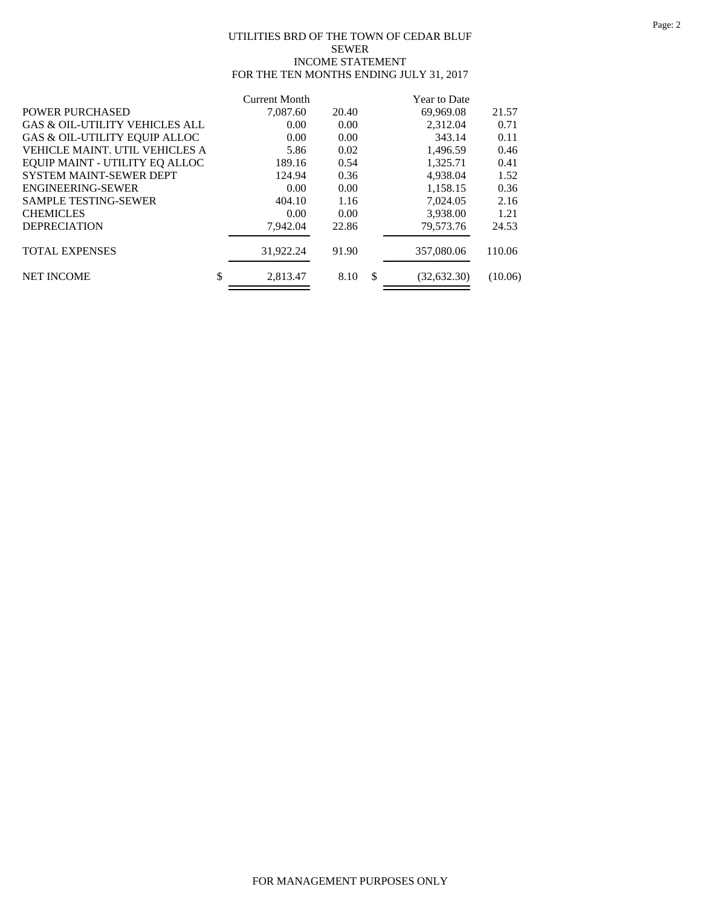UTILITIES BRD OF THE TOWN OF CEDAR BLUF
SEWER
INCOME STATEMENT
FOR THE TEN MONTHS ENDING JULY 31, 2017

| | Current Month | | Year to Date | |
|---|---|---|---|---|
| POWER PURCHASED | 7,087.60 | 20.40 | 69,969.08 | 21.57 |
| GAS & OIL-UTILITY VEHICLES ALL | 0.00 | 0.00 | 2,312.04 | 0.71 |
| GAS & OIL-UTILITY EQUIP ALLOC | 0.00 | 0.00 | 343.14 | 0.11 |
| VEHICLE MAINT. UTIL VEHICLES A | 5.86 | 0.02 | 1,496.59 | 0.46 |
| EQUIP MAINT - UTILITY EQ ALLOC | 189.16 | 0.54 | 1,325.71 | 0.41 |
| SYSTEM MAINT-SEWER DEPT | 124.94 | 0.36 | 4,938.04 | 1.52 |
| ENGINEERING-SEWER | 0.00 | 0.00 | 1,158.15 | 0.36 |
| SAMPLE TESTING-SEWER | 404.10 | 1.16 | 7,024.05 | 2.16 |
| CHEMICLES | 0.00 | 0.00 | 3,938.00 | 1.21 |
| DEPRECIATION | 7,942.04 | 22.86 | 79,573.76 | 24.53 |
| TOTAL EXPENSES | 31,922.24 | 91.90 | 357,080.06 | 110.06 |
| NET INCOME | $ 2,813.47 | 8.10 | $ (32,632.30) | (10.06) |

FOR MANAGEMENT PURPOSES ONLY